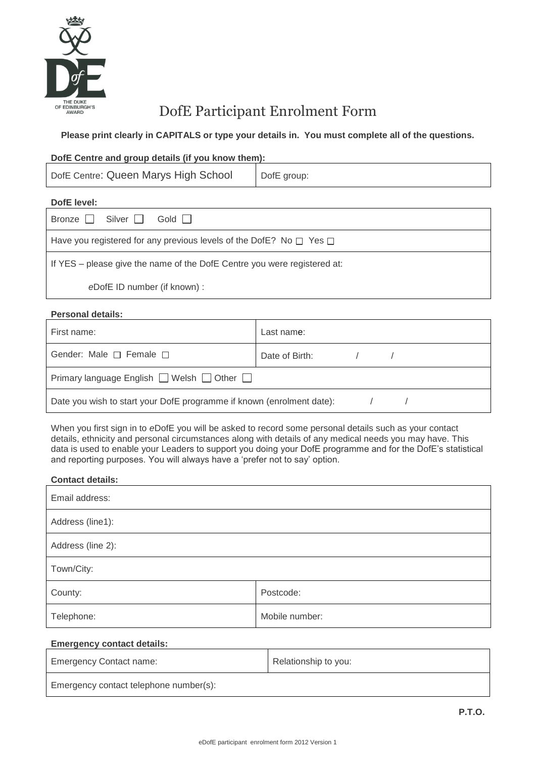THE DUKE OF EDINBURGH'S AWARD

# DofE Participant Enrolment Form

**Please print clearly in CAPITALS or type your details in. You must complete all of the questions.**

**DofE Centre and group details (if you know them):**

| DofE Centre: Queen Marys High School | DofE group: |
|---|---|

**DofE level:**

| Bronze ☐ Silver ☐ Gold ☐ |
|---|
| Have you registered for any previous levels of the DofE? No ☐ Yes ☐ |
| If YES – please give the name of the DofE Centre you were registered at: <br> *e*DofE ID number (if known) : |

**Personal details:**

| First name: | Last name: |
|---|---|
| Gender: Male ☐ Female ☐ | Date of Birth: / / |
| Primary language English ☐ Welsh ☐ Other ☐ | |
| Date you wish to start your DofE programme if known (enrolment date): / / | |

When you first sign in to *e*DofE you will be asked to record some personal details such as your contact details, ethnicity and personal circumstances along with details of any medical needs you may have. This data is used to enable your Leaders to support you doing your DofE programme and for the DofE's statistical and reporting purposes. You will always have a 'prefer not to say' option.

**Contact details:**

| Email address: | |
|---|---|
| Address (line1): | |
| Address (line 2): | |
| Town/City: | |
| County: | Postcode: |
| Telephone: | Mobile number: |

**Emergency contact details:**

| Emergency Contact name: | Relationship to you: |
|---|---|
| Emergency contact telephone number(s): | |

**P.T.O.**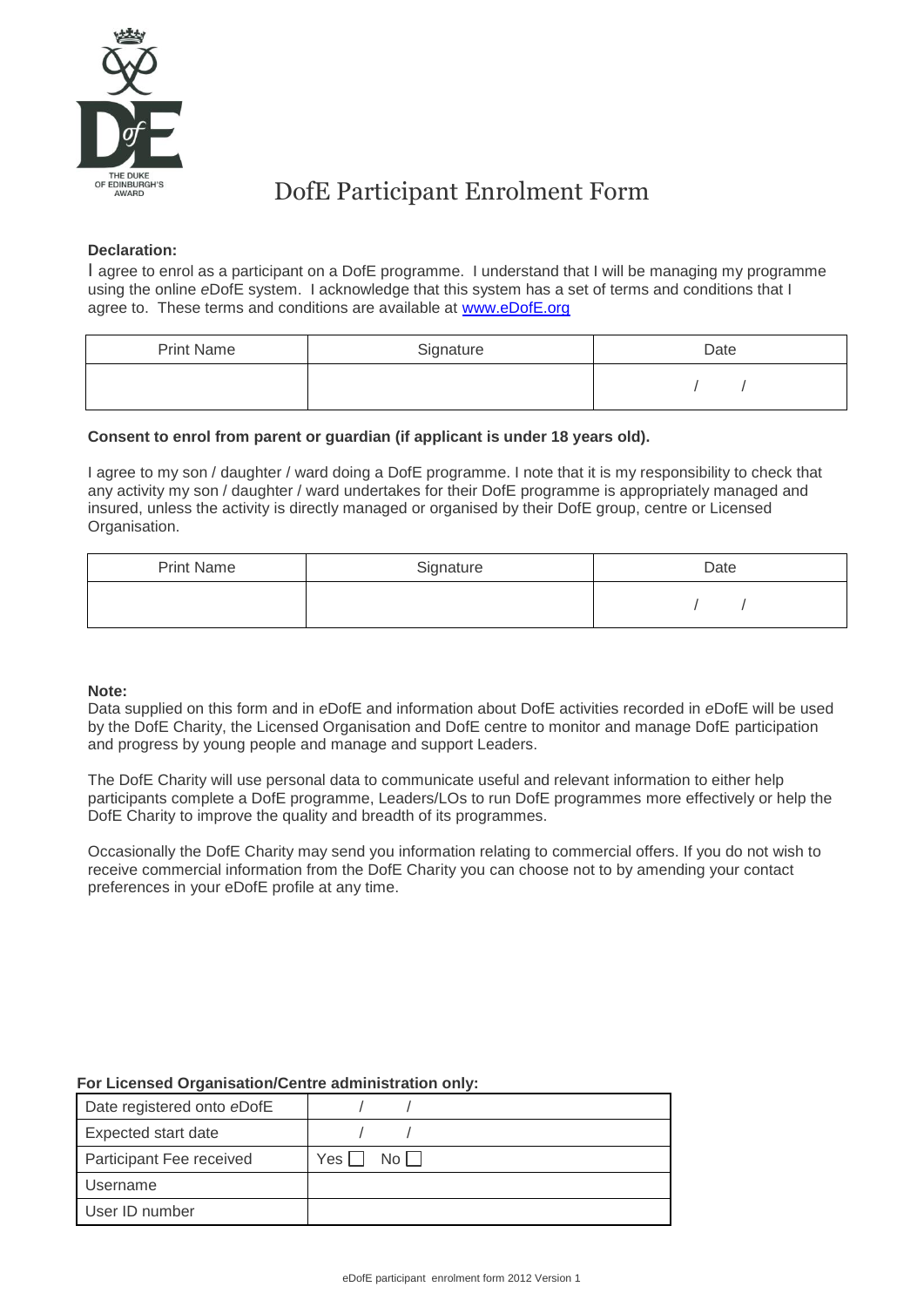# DofE Participant Enrolment Form

**Declaration:**

I agree to enrol as a participant on a DofE programme. I understand that I will be managing my programme using the online *e*DofE system. I acknowledge that this system has a set of terms and conditions that I agree to. These terms and conditions are available at www.eDofE.org

| Print Name | Signature | Date |
|---|---|---|
| | | / / |

**Consent to enrol from parent or guardian (if applicant is under 18 years old).**

I agree to my son / daughter / ward doing a DofE programme. I note that it is my responsibility to check that any activity my son / daughter / ward undertakes for their DofE programme is appropriately managed and insured, unless the activity is directly managed or organised by their DofE group, centre or Licensed Organisation.

| Print Name | Signature | Date |
|---|---|---|
| | | / / |

**Note:**

Data supplied on this form and in *e*DofE and information about DofE activities recorded in *e*DofE will be used by the DofE Charity, the Licensed Organisation and DofE centre to monitor and manage DofE participation and progress by young people and manage and support Leaders.

The DofE Charity will use personal data to communicate useful and relevant information to either help participants complete a DofE programme, Leaders/LOs to run DofE programmes more effectively or help the DofE Charity to improve the quality and breadth of its programmes.

Occasionally the DofE Charity may send you information relating to commercial offers. If you do not wish to receive commercial information from the DofE Charity you can choose not to by amending your contact preferences in your eDofE profile at any time.

**For Licensed Organisation/Centre administration only:**

| | |
|---|---|
| Date registered onto *e*DofE | / / |
| Expected start date | / / |
| Participant Fee received | Yes ☐ No ☐ |
| Username | |
| User ID number | |

eDofE participant enrolment form 2012 Version 1